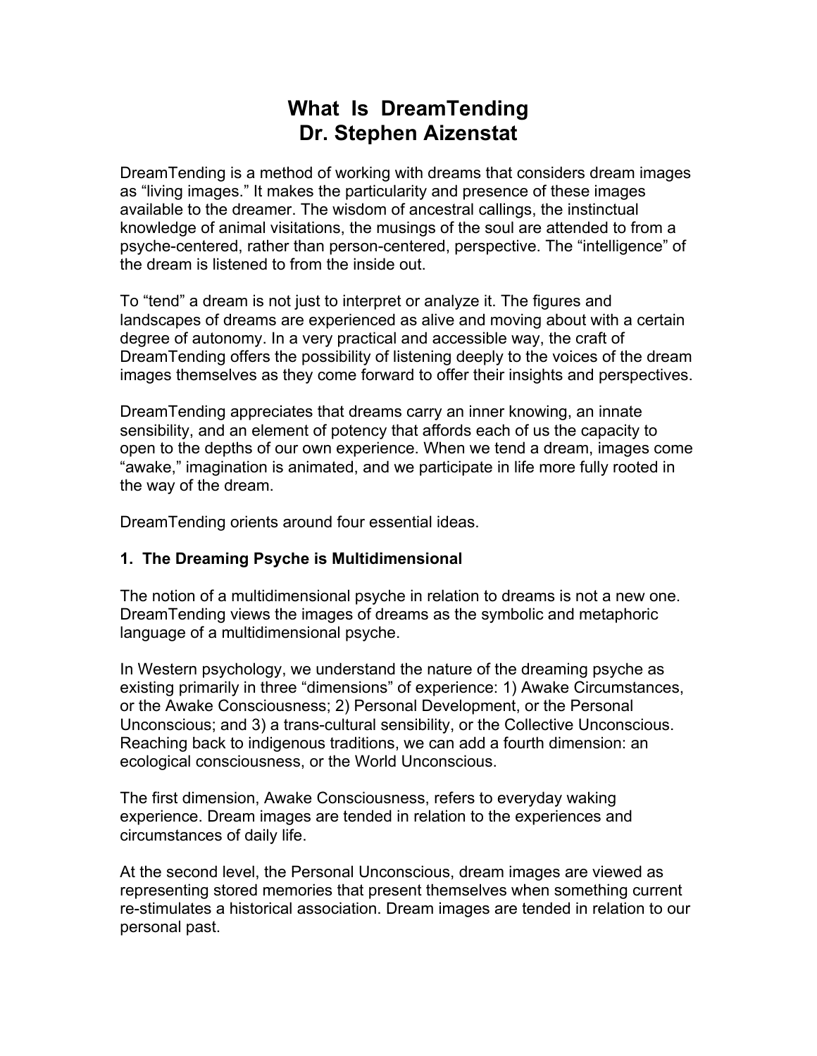# What Is DreamTending
# Dr. Stephen Aizenstat

DreamTending is a method of working with dreams that considers dream images as “living images.” It makes the particularity and presence of these images available to the dreamer. The wisdom of ancestral callings, the instinctual knowledge of animal visitations, the musings of the soul are attended to from a psyche-centered, rather than person-centered, perspective. The “intelligence” of the dream is listened to from the inside out.

To “tend” a dream is not just to interpret or analyze it. The figures and landscapes of dreams are experienced as alive and moving about with a certain degree of autonomy. In a very practical and accessible way, the craft of DreamTending offers the possibility of listening deeply to the voices of the dream images themselves as they come forward to offer their insights and perspectives.

DreamTending appreciates that dreams carry an inner knowing, an innate sensibility, and an element of potency that affords each of us the capacity to open to the depths of our own experience. When we tend a dream, images come “awake,” imagination is animated, and we participate in life more fully rooted in the way of the dream.

DreamTending orients around four essential ideas.

### 1. The Dreaming Psyche is Multidimensional

The notion of a multidimensional psyche in relation to dreams is not a new one. DreamTending views the images of dreams as the symbolic and metaphoric language of a multidimensional psyche.

In Western psychology, we understand the nature of the dreaming psyche as existing primarily in three “dimensions” of experience: 1) Awake Circumstances, or the Awake Consciousness; 2) Personal Development, or the Personal Unconscious; and 3) a trans-cultural sensibility, or the Collective Unconscious. Reaching back to indigenous traditions, we can add a fourth dimension: an ecological consciousness, or the World Unconscious.

The first dimension, Awake Consciousness, refers to everyday waking experience. Dream images are tended in relation to the experiences and circumstances of daily life.

At the second level, the Personal Unconscious, dream images are viewed as representing stored memories that present themselves when something current re-stimulates a historical association. Dream images are tended in relation to our personal past.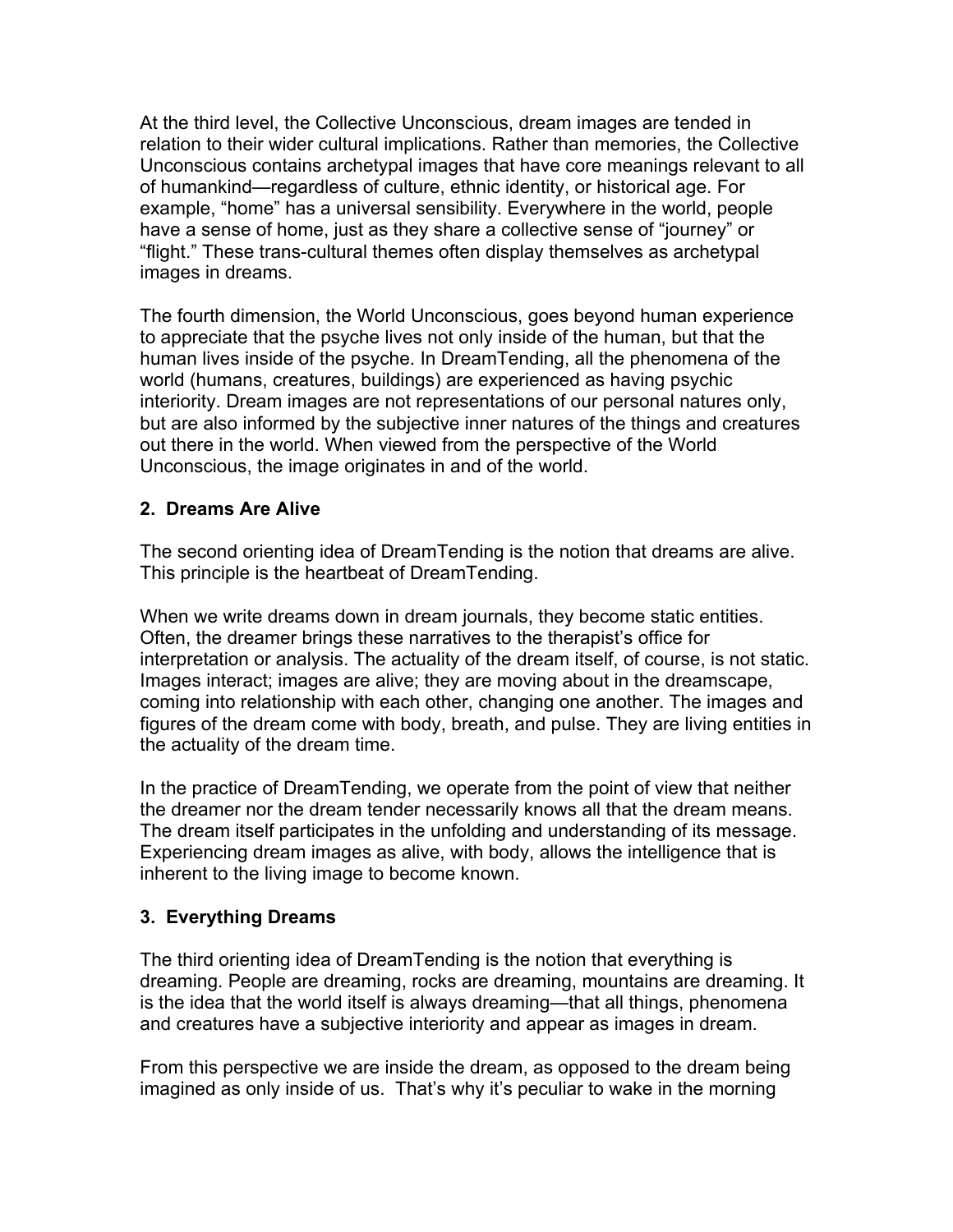At the third level, the Collective Unconscious, dream images are tended in relation to their wider cultural implications. Rather than memories, the Collective Unconscious contains archetypal images that have core meanings relevant to all of humankind—regardless of culture, ethnic identity, or historical age. For example, "home" has a universal sensibility. Everywhere in the world, people have a sense of home, just as they share a collective sense of "journey" or "flight." These trans-cultural themes often display themselves as archetypal images in dreams.

The fourth dimension, the World Unconscious, goes beyond human experience to appreciate that the psyche lives not only inside of the human, but that the human lives inside of the psyche. In DreamTending, all the phenomena of the world (humans, creatures, buildings) are experienced as having psychic interiority. Dream images are not representations of our personal natures only, but are also informed by the subjective inner natures of the things and creatures out there in the world. When viewed from the perspective of the World Unconscious, the image originates in and of the world.

### 2. Dreams Are Alive

The second orienting idea of DreamTending is the notion that dreams are alive. This principle is the heartbeat of DreamTending.

When we write dreams down in dream journals, they become static entities. Often, the dreamer brings these narratives to the therapist's office for interpretation or analysis. The actuality of the dream itself, of course, is not static. Images interact; images are alive; they are moving about in the dreamscape, coming into relationship with each other, changing one another. The images and figures of the dream come with body, breath, and pulse. They are living entities in the actuality of the dream time.

In the practice of DreamTending, we operate from the point of view that neither the dreamer nor the dream tender necessarily knows all that the dream means. The dream itself participates in the unfolding and understanding of its message. Experiencing dream images as alive, with body, allows the intelligence that is inherent to the living image to become known.

### 3. Everything Dreams

The third orienting idea of DreamTending is the notion that everything is dreaming. People are dreaming, rocks are dreaming, mountains are dreaming. It is the idea that the world itself is always dreaming—that all things, phenomena and creatures have a subjective interiority and appear as images in dream.

From this perspective we are inside the dream, as opposed to the dream being imagined as only inside of us. That's why it's peculiar to wake in the morning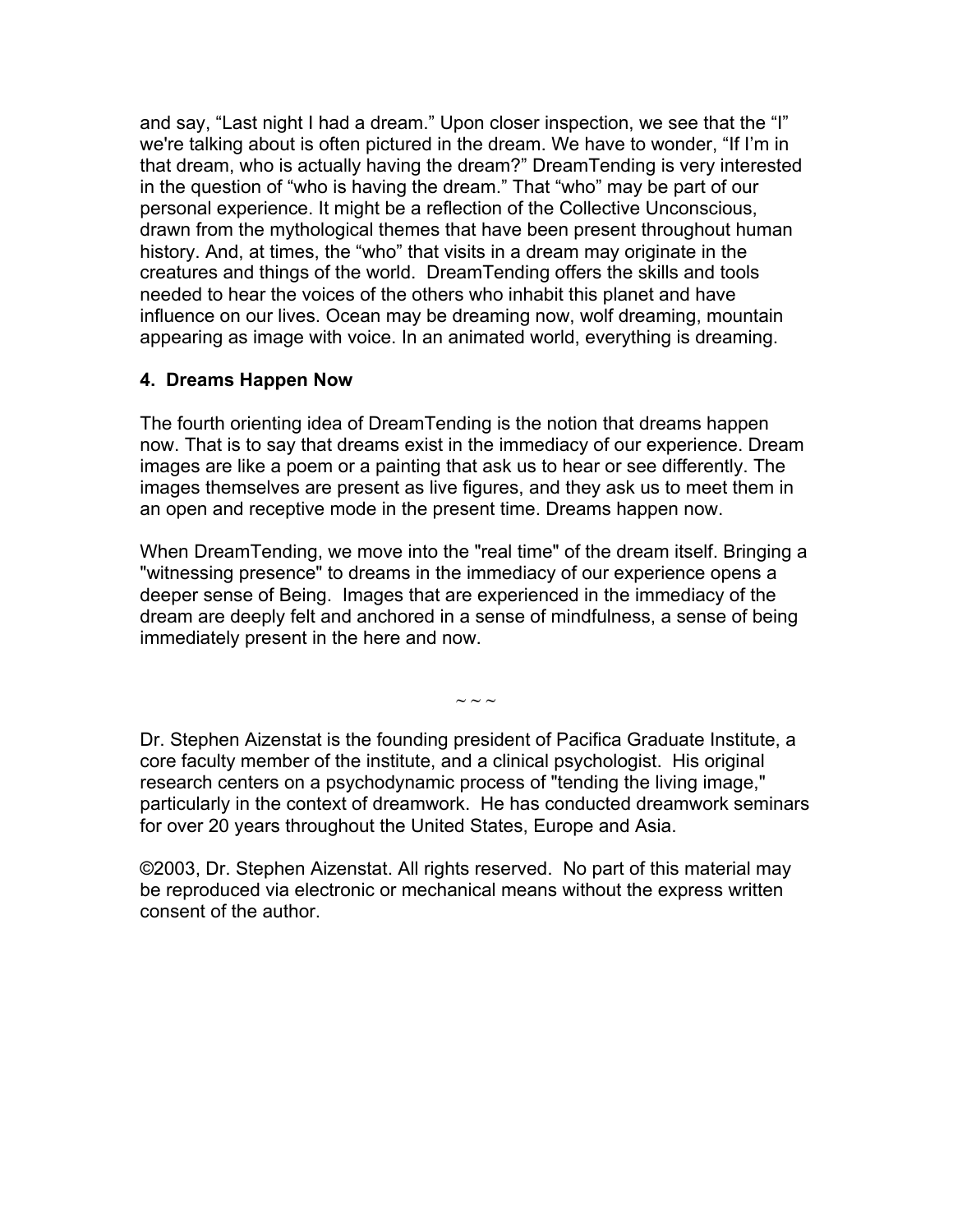and say, “Last night I had a dream.” Upon closer inspection, we see that the “I” we're talking about is often pictured in the dream. We have to wonder, “If I’m in that dream, who is actually having the dream?” DreamTending is very interested in the question of “who is having the dream.” That “who” may be part of our personal experience. It might be a reflection of the Collective Unconscious, drawn from the mythological themes that have been present throughout human history. And, at times, the “who” that visits in a dream may originate in the creatures and things of the world. DreamTending offers the skills and tools needed to hear the voices of the others who inhabit this planet and have influence on our lives. Ocean may be dreaming now, wolf dreaming, mountain appearing as image with voice. In an animated world, everything is dreaming.

**4. Dreams Happen Now**

The fourth orienting idea of DreamTending is the notion that dreams happen now. That is to say that dreams exist in the immediacy of our experience. Dream images are like a poem or a painting that ask us to hear or see differently. The images themselves are present as live figures, and they ask us to meet them in an open and receptive mode in the present time. Dreams happen now.

When DreamTending, we move into the "real time" of the dream itself. Bringing a "witnessing presence" to dreams in the immediacy of our experience opens a deeper sense of Being. Images that are experienced in the immediacy of the dream are deeply felt and anchored in a sense of mindfulness, a sense of being immediately present in the here and now.

~ ~ ~

Dr. Stephen Aizenstat is the founding president of Pacifica Graduate Institute, a core faculty member of the institute, and a clinical psychologist. His original research centers on a psychodynamic process of "tending the living image," particularly in the context of dreamwork. He has conducted dreamwork seminars for over 20 years throughout the United States, Europe and Asia.

©2003, Dr. Stephen Aizenstat. All rights reserved. No part of this material may be reproduced via electronic or mechanical means without the express written consent of the author.